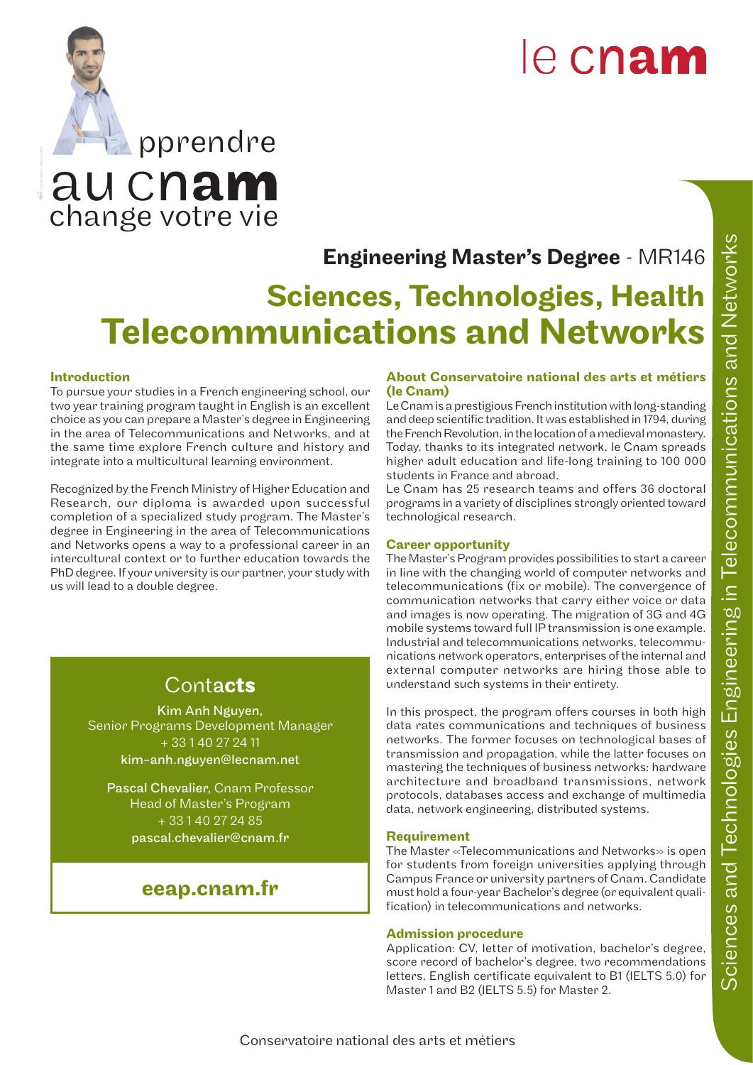le cnam

Apprendre au cnam change votre vie

## Engineering Master's Degree - MR146

# Sciences, Technologies, Health Telecommunications and Networks

### Introduction

To pursue your studies in a French engineering school, our two year training program taught in English is an excellent choice as you can prepare a Master's degree in Engineering in the area of Telecommunications and Networks, and at the same time explore French culture and history and integrate into a multicultural learning environment.

Recognized by the French Ministry of Higher Education and Research, our diploma is awarded upon successful completion of a specialized study program. The Master's degree in Engineering in the area of Telecommunications and Networks opens a way to a professional career in an intercultural context or to further education towards the PhD degree. If your university is our partner, your study with us will lead to a double degree.

### Contacts

**Kim Anh Nguyen,**
Senior Programs Development Manager
+ 33 1 40 27 24 11
kim-anh.nguyen@lecnam.net

**Pascal Chevalier,** Cnam Professor
Head of Master's Program
+ 33 1 40 27 24 85
pascal.chevalier@cnam.fr

**eeap.cnam.fr**

### About Conservatoire national des arts et métiers (le Cnam)

Le Cnam is a prestigious French institution with long-standing and deep scientific tradition. It was established in 1794, during the French Revolution, in the location of a medieval monastery. Today, thanks to its integrated network, le Cnam spreads higher adult education and life-long training to 100 000 students in France and abroad.
Le Cnam has 25 research teams and offers 36 doctoral programs in a variety of disciplines strongly oriented toward technological research.

### Career opportunity

The Master's Program provides possibilities to start a career in line with the changing world of computer networks and telecommunications (fix or mobile). The convergence of communication networks that carry either voice or data and images is now operating. The migration of 3G and 4G mobile systems toward full IP transmission is one example. Industrial and telecommunications networks, telecommunications network operators, enterprises of the internal and external computer networks are hiring those able to understand such systems in their entirety.

In this prospect, the program offers courses in both high data rates communications and techniques of business networks. The former focuses on technological bases of transmission and propagation, while the latter focuses on mastering the techniques of business networks: hardware architecture and broadband transmissions, network protocols, databases access and exchange of multimedia data, network engineering, distributed systems.

### Requirement

The Master «Telecommunications and Networks» is open for students from foreign universities applying through Campus France or university partners of Cnam. Candidate must hold a four-year Bachelor's degree (or equivalent qualification) in telecommunications and networks.

### Admission procedure

Application: CV, letter of motivation, bachelor's degree, score record of bachelor's degree, two recommendations letters, English certificate equivalent to B1 (IELTS 5.0) for Master 1 and B2 (IELTS 5.5) for Master 2.

Sciences and Technologies Engineering in Telecommunications and Networks

Conservatoire national des arts et métiers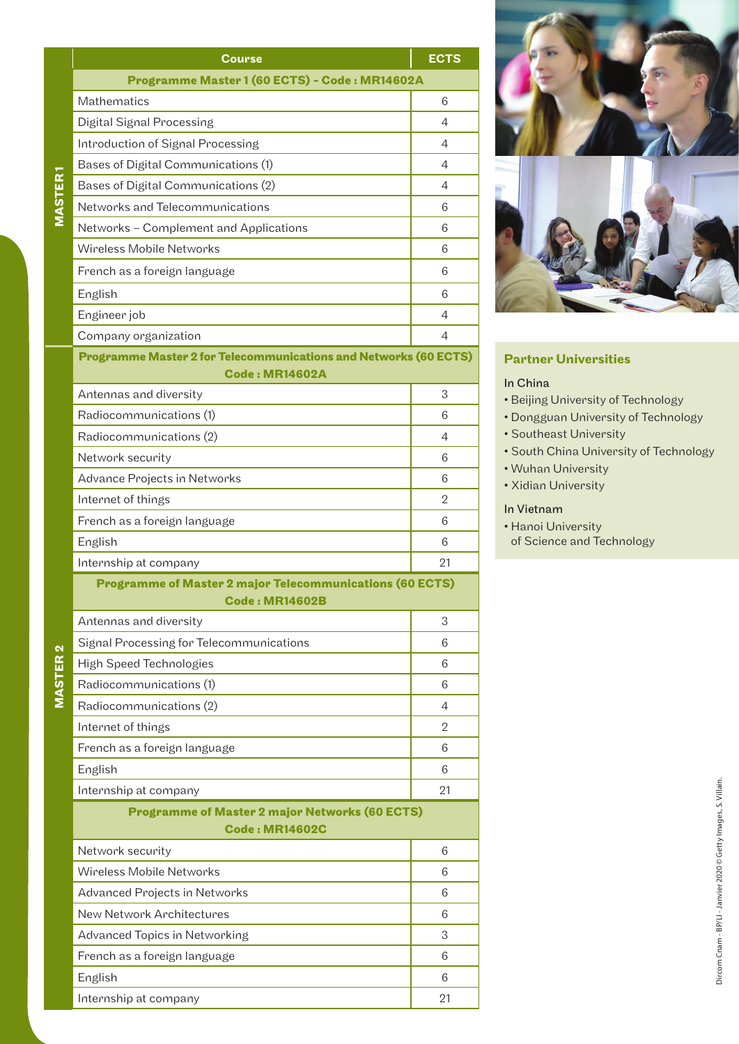| | Course | ECTS |
|---|---|---|
| MASTER 1 | **Programme Master 1 (60 ECTS) - Code : MR14602A** | |
| | Mathematics | 6 |
| | Digital Signal Processing | 4 |
| | Introduction of Signal Processing | 4 |
| | Bases of Digital Communications (1) | 4 |
| | Bases of Digital Communications (2) | 4 |
| | Networks and Telecommunications | 6 |
| | Networks – Complement and Applications | 6 |
| | Wireless Mobile Networks | 6 |
| | French as a foreign language | 6 |
| | English | 6 |
| | Engineer job | 4 |
| | Company organization | 4 |
| MASTER 2 | **Programme Master 2 for Telecommunications and Networks (60 ECTS) Code : MR14602A** | |
| | Antennas and diversity | 3 |
| | Radiocommunications (1) | 6 |
| | Radiocommunications (2) | 4 |
| | Network security | 6 |
| | Advance Projects in Networks | 6 |
| | Internet of things | 2 |
| | French as a foreign language | 6 |
| | English | 6 |
| | Internship at company | 21 |
| | **Programme of Master 2 major Telecommunications (60 ECTS) Code : MR14602B** | |
| | Antennas and diversity | 3 |
| | Signal Processing for Telecommunications | 6 |
| | High Speed Technologies | 6 |
| | Radiocommunications (1) | 6 |
| | Radiocommunications (2) | 4 |
| | Internet of things | 2 |
| | French as a foreign language | 6 |
| | English | 6 |
| | Internship at company | 21 |
| | **Programme of Master 2 major Networks (60 ECTS) Code : MR14602C** | |
| | Network security | 6 |
| | Wireless Mobile Networks | 6 |
| | Advanced Projects in Networks | 6 |
| | New Network Architectures | 6 |
| | Advanced Topics in Networking | 3 |
| | French as a foreign language | 6 |
| | English | 6 |
| | Internship at company | 21 |

## Partner Universities

In China

- Beijing University of Technology
- Dongguan University of Technology
- Southeast University
- South China University of Technology
- Wuhan University
- Xidian University

In Vietnam

- Hanoi University of Science and Technology

Dircom Cnam - BP/LI - Janvier 2020 © Getty Images, S. Villain.